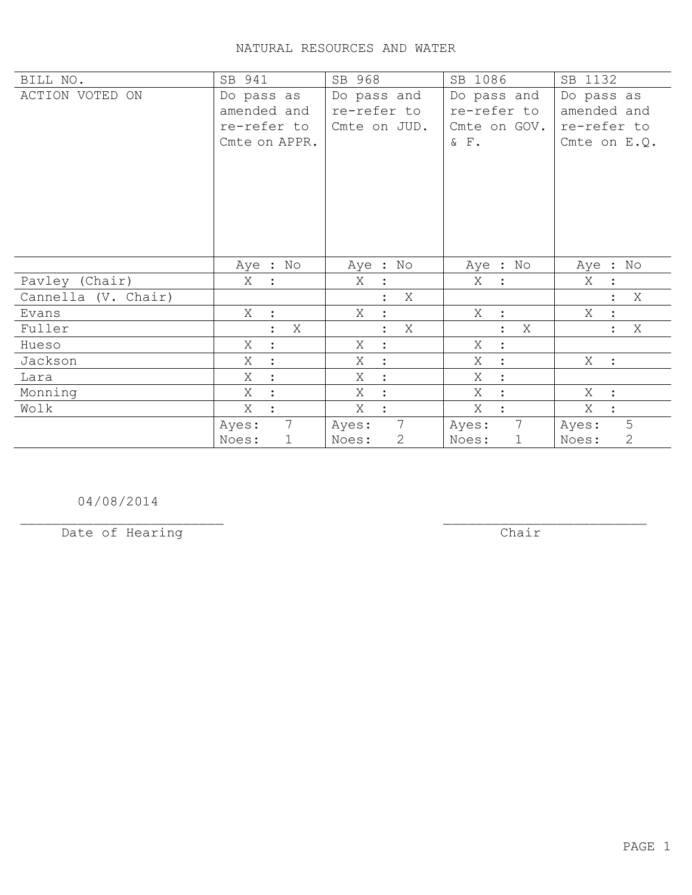# NATURAL RESOURCES AND WATER

| BILL NO. | SB 941 | | SB 968 | | SB 1086 | | SB 1132 | |
|---|---|---|---|---|---|---|---|---|
| ACTION VOTED ON | Do pass as amended and re-refer to Cmte on APPR. | | Do pass and re-refer to Cmte on JUD. | | Do pass and re-refer to Cmte on GOV. & F. | | Do pass as amended and re-refer to Cmte on E.Q. | |
| | Aye | No | Aye | No | Aye | No | Aye | No |
| Pavley (Chair) | X | | X | | X | | X | |
| Cannella (V. Chair) | | | | X | | | | X |
| Evans | X | | X | | X | | X | |
| Fuller | | X | | X | | X | | X |
| Hueso | X | | X | | X | | | |
| Jackson | X | | X | | X | | X | |
| Lara | X | | X | | X | | | |
| Monning | X | | X | | X | | X | |
| Wolk | X | | X | | X | | X | |
| | Ayes: 7 | Noes: 1 | Ayes: 7 | Noes: 2 | Ayes: 7 | Noes: 1 | Ayes: 5 | Noes: 2 |

04/08/2014

Date of Hearing

Chair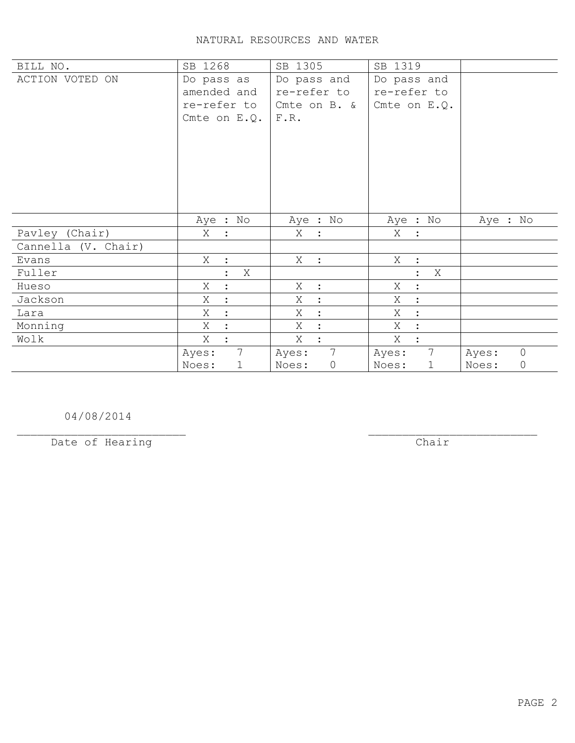# NATURAL RESOURCES AND WATER

| BILL NO. | SB 1268 | SB 1305 | SB 1319 | |
|---|---|---|---|---|
| ACTION VOTED ON | Do pass as amended and re-refer to Cmte on E.Q. | Do pass and re-refer to Cmte on B. & F.R. | Do pass and re-refer to Cmte on E.Q. | |
| | Aye : No | Aye : No | Aye : No | Aye : No |
| Pavley (Chair) | X : | X : | X : | |
| Cannella (V. Chair) | | | | |
| Evans | X : | X : | X : | |
| Fuller | : X | | : X | |
| Hueso | X : | X : | X : | |
| Jackson | X : | X : | X : | |
| Lara | X : | X : | X : | |
| Monning | X : | X : | X : | |
| Wolk | X : | X : | X : | |
| | Ayes: 7<br>Noes: 1 | Ayes: 7<br>Noes: 0 | Ayes: 7<br>Noes: 1 | Ayes: 0<br>Noes: 0 |

04/08/2014
_________________________
Date of Hearing

_________________________
Chair